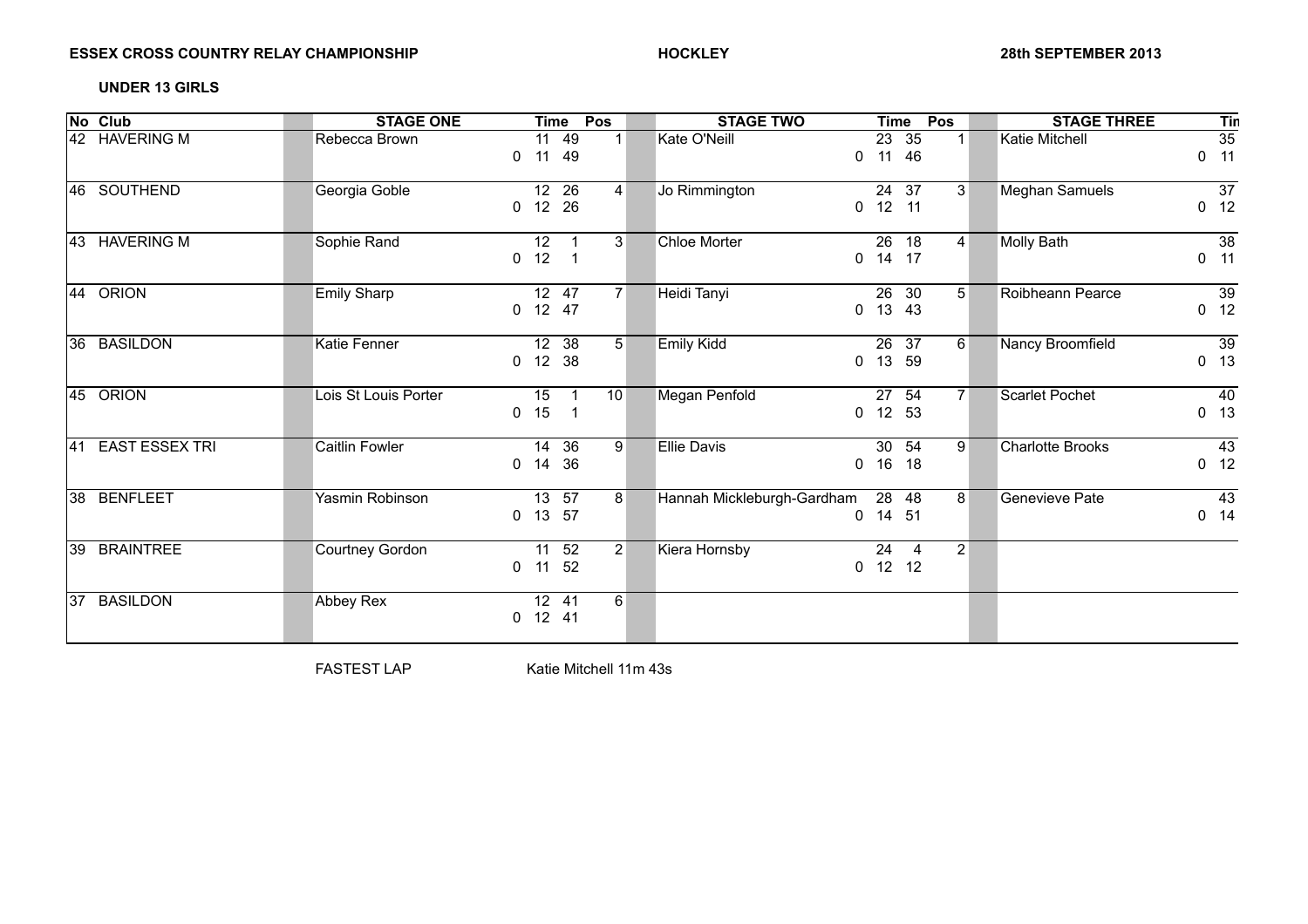**ESSEX CROSS COUNTRY RELAY CHAMPIONSHIP** **HOCKLEY** **28th SEPTEMBER 2013**

**UNDER 13 GIRLS**

| No | Club | STAGE ONE | Time | Pos | STAGE TWO | Time | Pos | STAGE THREE | Tin |
|---|---|---|---|---|---|---|---|---|---|
| 42 | HAVERING M | Rebecca Brown | 11 49<br>0 11 49 | 1 | Kate O'Neill | 23 35<br>0 11 46 | 1 | Katie Mitchell | 35<br>0 11 |
| 46 | SOUTHEND | Georgia Goble | 12 26<br>0 12 26 | 4 | Jo Rimmington | 24 37<br>0 12 11 | 3 | Meghan Samuels | 37<br>0 12 |
| 43 | HAVERING M | Sophie Rand | 12 1<br>0 12 1 | 3 | Chloe Morter | 26 18<br>0 14 17 | 4 | Molly Bath | 38<br>0 11 |
| 44 | ORION | Emily Sharp | 12 47<br>0 12 47 | 7 | Heidi Tanyi | 26 30<br>0 13 43 | 5 | Roibheann Pearce | 39<br>0 12 |
| 36 | BASILDON | Katie Fenner | 12 38<br>0 12 38 | 5 | Emily Kidd | 26 37<br>0 13 59 | 6 | Nancy Broomfield | 39<br>0 13 |
| 45 | ORION | Lois St Louis Porter | 15 1<br>0 15 1 | 10 | Megan Penfold | 27 54<br>0 12 53 | 7 | Scarlet Pochet | 40<br>0 13 |
| 41 | EAST ESSEX TRI | Caitlin Fowler | 14 36<br>0 14 36 | 9 | Ellie Davis | 30 54<br>0 16 18 | 9 | Charlotte Brooks | 43<br>0 12 |
| 38 | BENFLEET | Yasmin Robinson | 13 57<br>0 13 57 | 8 | Hannah Mickleburgh-Gardham | 28 48<br>0 14 51 | 8 | Genevieve Pate | 43<br>0 14 |
| 39 | BRAINTREE | Courtney Gordon | 11 52<br>0 11 52 | 2 | Kiera Hornsby | 24 4<br>0 12 12 | 2 | | |
| 37 | BASILDON | Abbey Rex | 12 41<br>0 12 41 | 6 | | | | | |

FASTEST LAP Katie Mitchell 11m 43s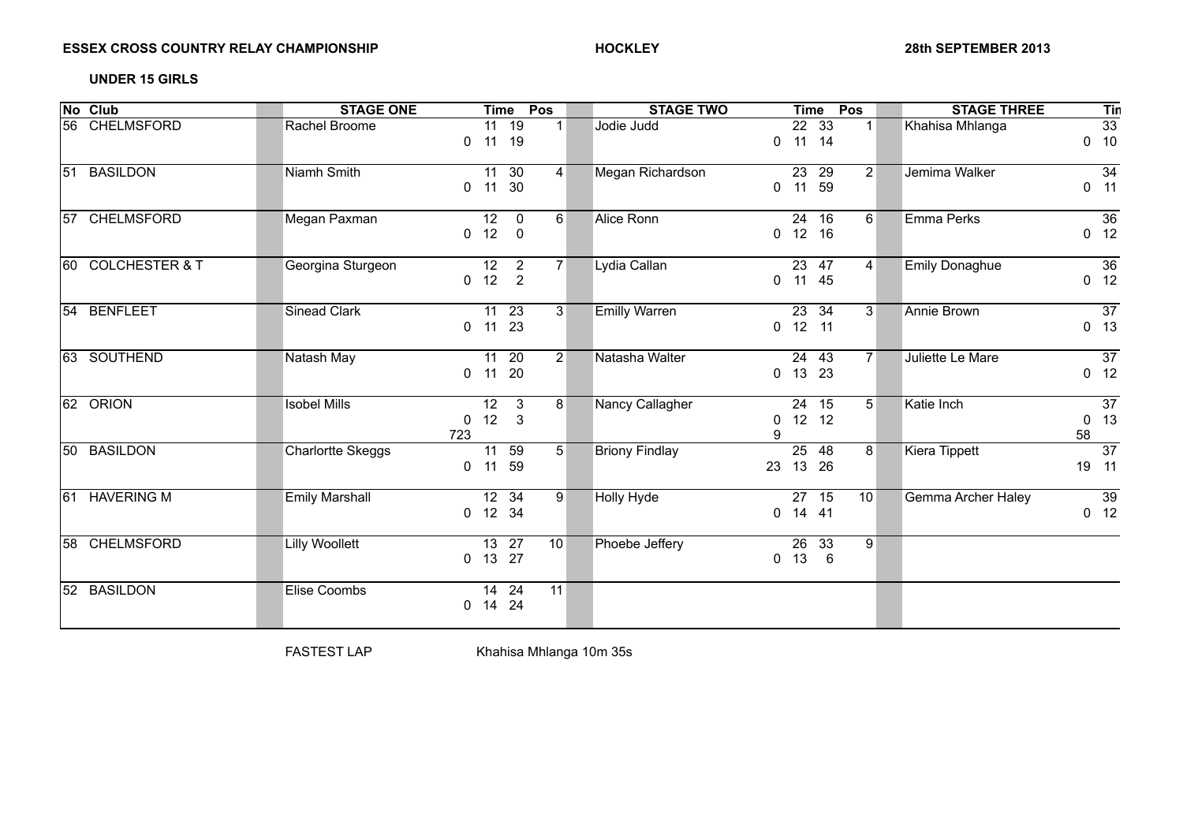**ESSEX CROSS COUNTRY RELAY CHAMPIONSHIP** **HOCKLEY** **28th SEPTEMBER 2013**

**UNDER 15 GIRLS**

| No | Club | STAGE ONE | Time | | | Pos | STAGE TWO | Time | | | Pos | STAGE THREE | Tin | |
|---|---|---|---|---|---|---|---|---|---|---|---|---|---|---|
| 56 | CHELMSFORD | Rachel Broome | | 11 | 19 | 1 | Jodie Judd | | 22 | 33 | 1 | Khahisa Mhlanga | | 33 |
| | | | 0 | 11 | 19 | | | 0 | 11 | 14 | | | 0 | 10 |
| 51 | BASILDON | Niamh Smith | | 11 | 30 | 4 | Megan Richardson | | 23 | 29 | 2 | Jemima Walker | | 34 |
| | | | 0 | 11 | 30 | | | 0 | 11 | 59 | | | 0 | 11 |
| 57 | CHELMSFORD | Megan Paxman | | 12 | 0 | 6 | Alice Ronn | | 24 | 16 | 6 | Emma Perks | | 36 |
| | | | 0 | 12 | 0 | | | 0 | 12 | 16 | | | 0 | 12 |
| 60 | COLCHESTER & T | Georgina Sturgeon | | 12 | 2 | 7 | Lydia Callan | | 23 | 47 | 4 | Emily Donaghue | | 36 |
| | | | 0 | 12 | 2 | | | 0 | 11 | 45 | | | 0 | 12 |
| 54 | BENFLEET | Sinead Clark | | 11 | 23 | 3 | Emilly Warren | | 23 | 34 | 3 | Annie Brown | | 37 |
| | | | 0 | 11 | 23 | | | 0 | 12 | 11 | | | 0 | 13 |
| 63 | SOUTHEND | Natash May | | 11 | 20 | 2 | Natasha Walter | | 24 | 43 | 7 | Juliette Le Mare | | 37 |
| | | | 0 | 11 | 20 | | | 0 | 13 | 23 | | | 0 | 12 |
| 62 | ORION | Isobel Mills | | 12 | 3 | 8 | Nancy Callagher | | 24 | 15 | 5 | Katie Inch | | 37 |
| | | | 0 | 12 | 3 | | | 0 | 12 | 12 | | | 0 | 13 |
| | | | 723 | | | | | 9 | | | | | 58 | |
| 50 | BASILDON | Charlortte Skeggs | | 11 | 59 | 5 | Briony Findlay | | 25 | 48 | 8 | Kiera Tippett | | 37 |
| | | | 0 | 11 | 59 | | | 23 | 13 | 26 | | | 19 | 11 |
| 61 | HAVERING M | Emily Marshall | | 12 | 34 | 9 | Holly Hyde | | 27 | 15 | 10 | Gemma Archer Haley | | 39 |
| | | | 0 | 12 | 34 | | | 0 | 14 | 41 | | | 0 | 12 |
| 58 | CHELMSFORD | Lilly Woollett | | 13 | 27 | 10 | Phoebe Jeffery | | 26 | 33 | 9 | | | |
| | | | 0 | 13 | 27 | | | 0 | 13 | 6 | | | | |
| 52 | BASILDON | Elise Coombs | | 14 | 24 | 11 | | | | | | | | |
| | | | 0 | 14 | 24 | | | | | | | | | |

FASTEST LAP Khahisa Mhlanga 10m 35s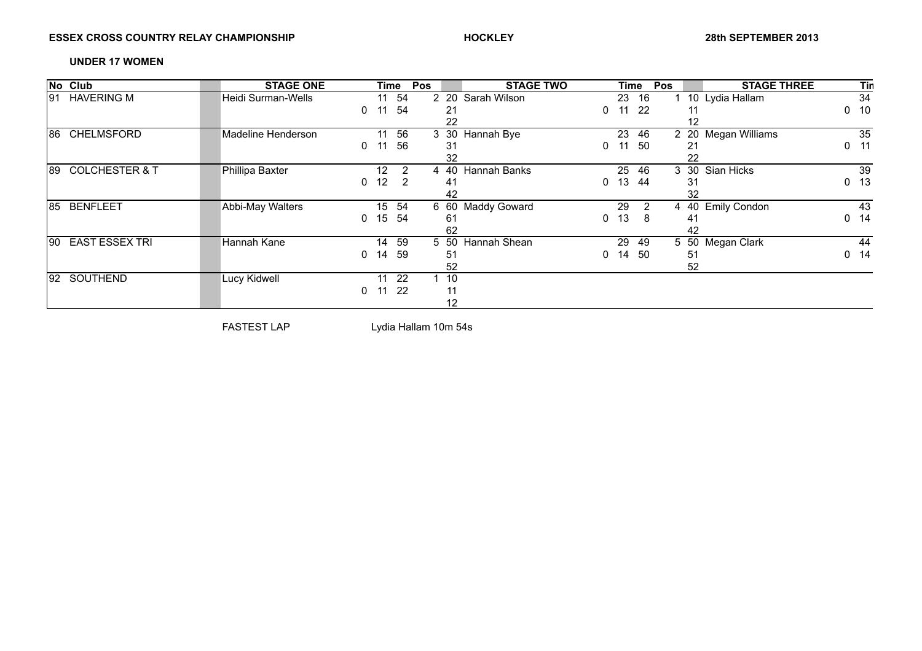**ESSEX CROSS COUNTRY RELAY CHAMPIONSHIP** **HOCKLEY** **28th SEPTEMBER 2013**

**UNDER 17 WOMEN**

| No | Club | | STAGE ONE | | Time | | Pos | | STAGE TWO | | Time | | Pos | | STAGE THREE | | Tin |
|---|---|---|---|---|---|---|---|---|---|---|---|---|---|---|---|---|---|
| 91 | HAVERING M | | Heidi Surman-Wells | | 11 | 54 | 2 | 20 | Sarah Wilson | | 23 | 16 | 1 | 10 | Lydia Hallam | | 34 |
| | | | | 0 | 11 | 54 | | 21 | | 0 | 11 | 22 | | 11 | | 0 | 10 |
| | | | | | | | | 22 | | | | | | 12 | | | |
| 86 | CHELMSFORD | | Madeline Henderson | | 11 | 56 | 3 | 30 | Hannah Bye | | 23 | 46 | 2 | 20 | Megan Williams | | 35 |
| | | | | 0 | 11 | 56 | | 31 | | 0 | 11 | 50 | | 21 | | 0 | 11 |
| | | | | | | | | 32 | | | | | | 22 | | | |
| 89 | COLCHESTER & T | | Phillipa Baxter | | 12 | 2 | 4 | 40 | Hannah Banks | | 25 | 46 | 3 | 30 | Sian Hicks | | 39 |
| | | | | 0 | 12 | 2 | | 41 | | 0 | 13 | 44 | | 31 | | 0 | 13 |
| | | | | | | | | 42 | | | | | | 32 | | | |
| 85 | BENFLEET | | Abbi-May Walters | | 15 | 54 | 6 | 60 | Maddy Goward | | 29 | 2 | 4 | 40 | Emily Condon | | 43 |
| | | | | 0 | 15 | 54 | | 61 | | 0 | 13 | 8 | | 41 | | 0 | 14 |
| | | | | | | | | 62 | | | | | | 42 | | | |
| 90 | EAST ESSEX TRI | | Hannah Kane | | 14 | 59 | 5 | 50 | Hannah Shean | | 29 | 49 | 5 | 50 | Megan Clark | | 44 |
| | | | | 0 | 14 | 59 | | 51 | | 0 | 14 | 50 | | 51 | | 0 | 14 |
| | | | | | | | | 52 | | | | | | 52 | | | |
| 92 | SOUTHEND | | Lucy Kidwell | | 11 | 22 | 1 | 10 | | | | | | | | | |
| | | | | 0 | 11 | 22 | | 11 | | | | | | | | | |
| | | | | | | | | 12 | | | | | | | | | |

FASTEST LAP Lydia Hallam 10m 54s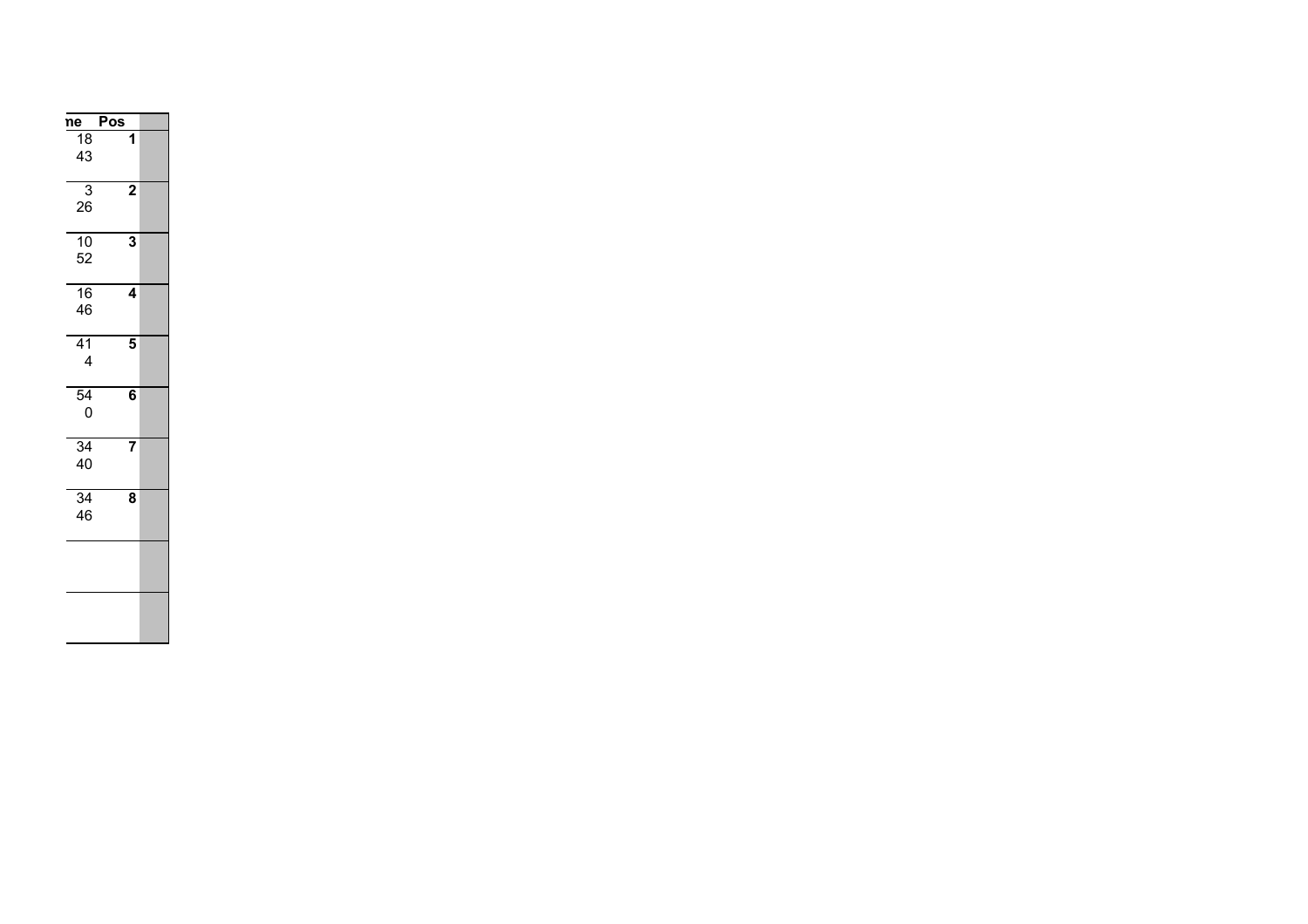| ne | Pos | |
|---|---|---|
| 18<br>43 | **1** | |
| 3<br>26 | **2** | |
| 10<br>52 | **3** | |
| 16<br>46 | **4** | |
| 41<br>4 | **5** | |
| 54<br>0 | **6** | |
| 34<br>40 | **7** | |
| 34<br>46 | **8** | |
| | | |
| | | |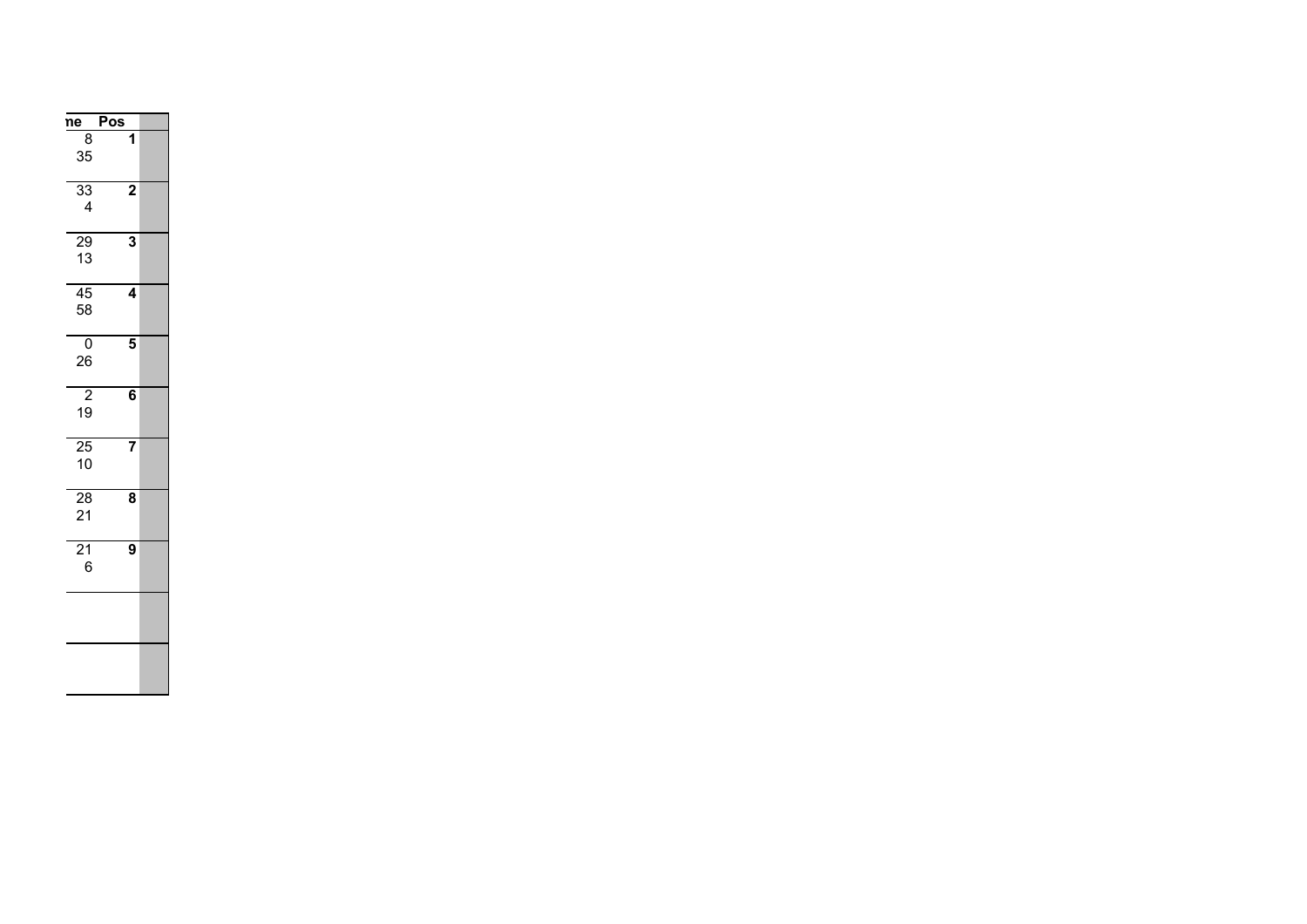| ne | Pos | |
|---|---|---|
| 8<br>35 | **1** | |
| 33<br>4 | **2** | |
| 29<br>13 | **3** | |
| 45<br>58 | **4** | |
| 0<br>26 | **5** | |
| 2<br>19 | **6** | |
| 25<br>10 | **7** | |
| 28<br>21 | **8** | |
| 21<br>6 | **9** | |
| | | |
| | | |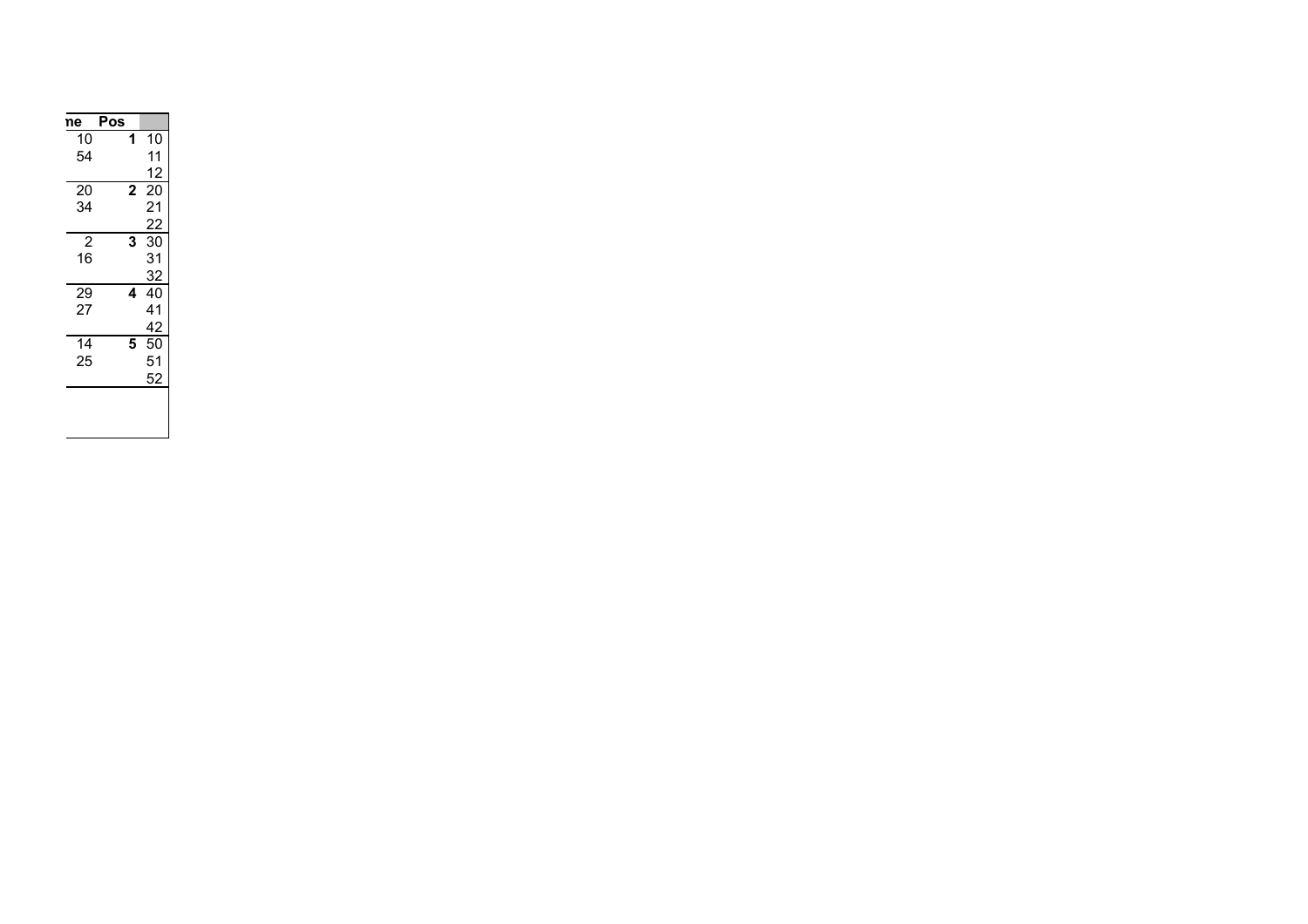| ne | Pos | |
|---|---|---|
| 10 | **1** | 10 |
| 54 | | 11 |
| | | 12 |
| 20 | **2** | 20 |
| 34 | | 21 |
| | | 22 |
| 2 | **3** | 30 |
| 16 | | 31 |
| | | 32 |
| 29 | **4** | 40 |
| 27 | | 41 |
| | | 42 |
| 14 | **5** | 50 |
| 25 | | 51 |
| | | 52 |